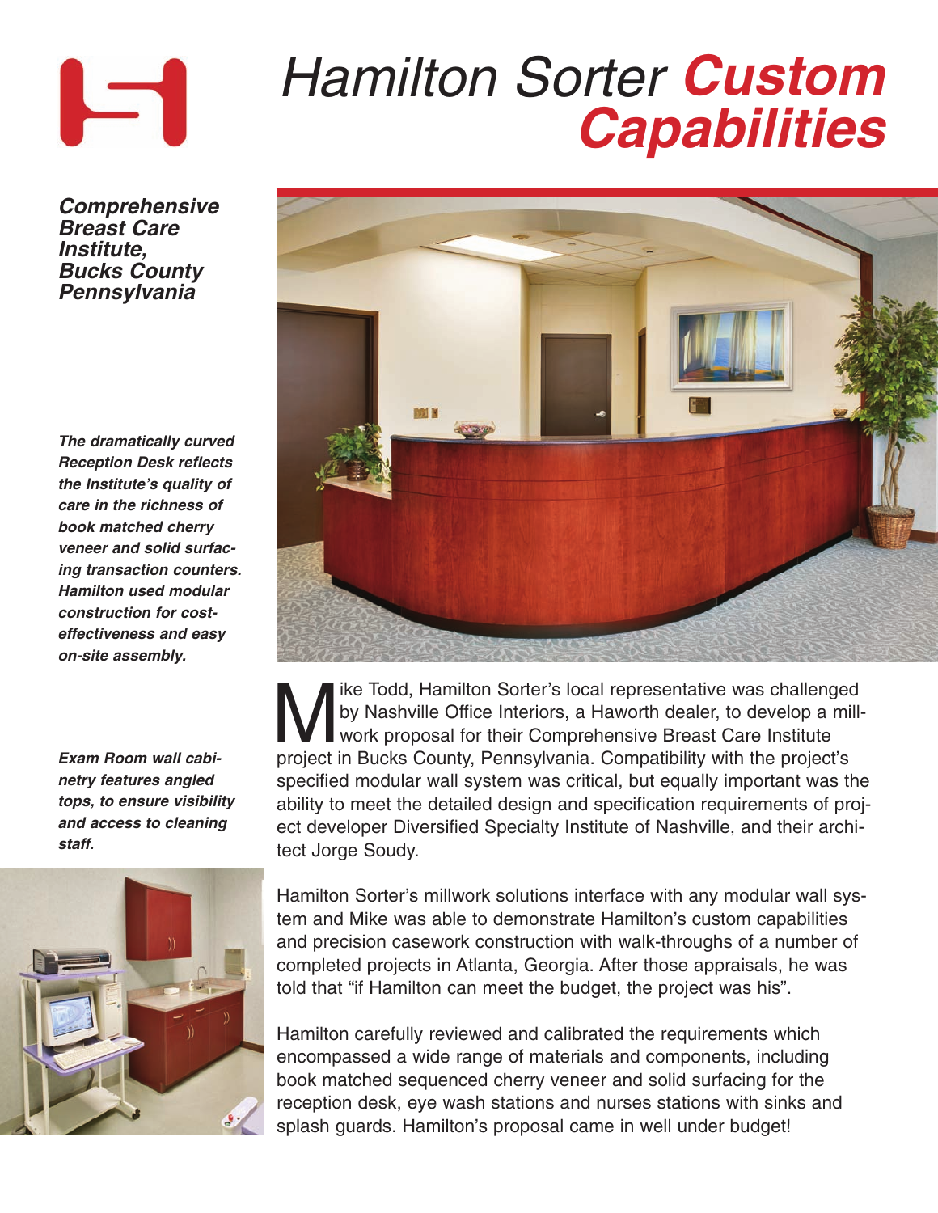# Hamilton Sorter **Custom Capabilities**

***Comprehensive Breast Care Institute, Bucks County Pennsylvania***

***The dramatically curved Reception Desk reflects the Institute's quality of care in the richness of book matched cherry veneer and solid surfacing transaction counters. Hamilton used modular construction for cost-effectiveness and easy on-site assembly.***

***Exam Room wall cabinetry features angled tops, to ensure visibility and access to cleaning staff.***

Mike Todd, Hamilton Sorter's local representative was challenged by Nashville Office Interiors, a Haworth dealer, to develop a millwork proposal for their Comprehensive Breast Care Institute project in Bucks County, Pennsylvania. Compatibility with the project's specified modular wall system was critical, but equally important was the ability to meet the detailed design and specification requirements of project developer Diversified Specialty Institute of Nashville, and their architect Jorge Soudy.

Hamilton Sorter's millwork solutions interface with any modular wall system and Mike was able to demonstrate Hamilton's custom capabilities and precision casework construction with walk-throughs of a number of completed projects in Atlanta, Georgia. After those appraisals, he was told that "if Hamilton can meet the budget, the project was his".

Hamilton carefully reviewed and calibrated the requirements which encompassed a wide range of materials and components, including book matched sequenced cherry veneer and solid surfacing for the reception desk, eye wash stations and nurses stations with sinks and splash guards. Hamilton's proposal came in well under budget!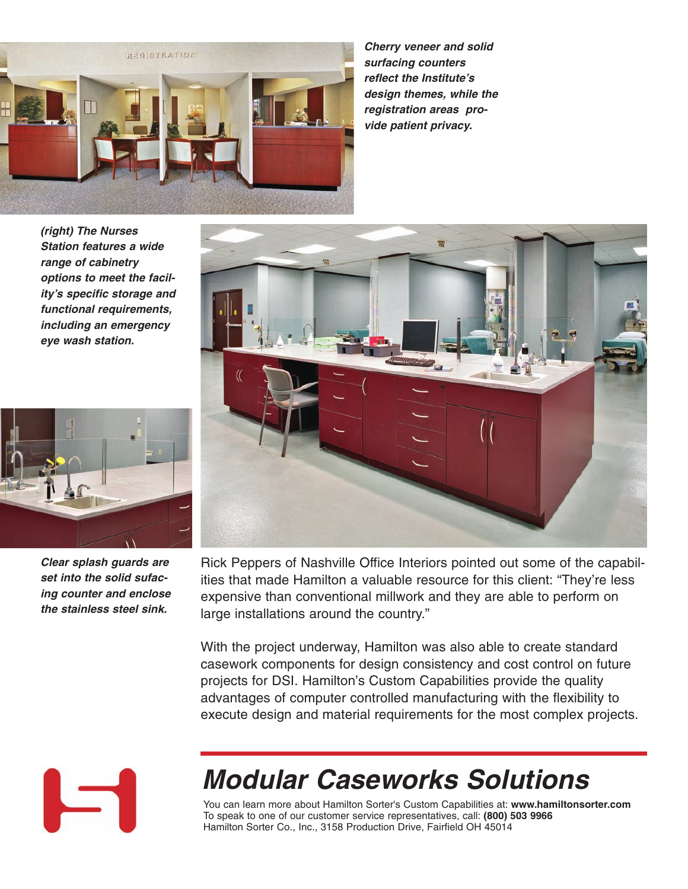*Cherry veneer and solid surfacing counters reflect the Institute's design themes, while the registration areas provide patient privacy.*

*(right) The Nurses Station features a wide range of cabinetry options to meet the facility's specific storage and functional requirements, including an emergency eye wash station.*

*Clear splash guards are set into the solid surfacing counter and enclose the stainless steel sink.*

Rick Peppers of Nashville Office Interiors pointed out some of the capabilities that made Hamilton a valuable resource for this client: "They're less expensive than conventional millwork and they are able to perform on large installations around the country."

With the project underway, Hamilton was also able to create standard casework components for design consistency and cost control on future projects for DSI. Hamilton's Custom Capabilities provide the quality advantages of computer controlled manufacturing with the flexibility to execute design and material requirements for the most complex projects.

# Modular Caseworks Solutions

You can learn more about Hamilton Sorter's Custom Capabilities at: **www.hamiltonsorter.com**
To speak to one of our customer service representatives, call: **(800) 503 9966**
Hamilton Sorter Co., Inc., 3158 Production Drive, Fairfield OH 45014